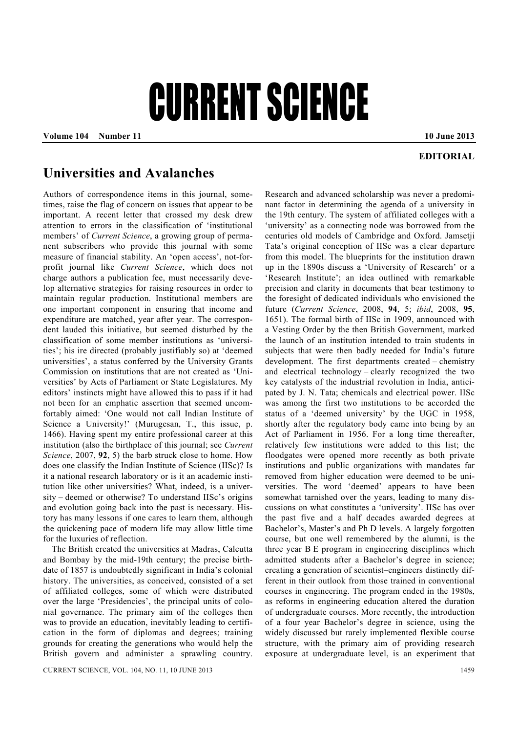# CURRENT SCIENCE

**EDITORIAL**

## Universities and Avalanches

Authors of correspondence items in this journal, sometimes, raise the flag of concern on issues that appear to be important. A recent letter that crossed my desk drew attention to errors in the classification of 'institutional members' of *Current Science*, a growing group of permanent subscribers who provide this journal with some measure of financial stability. An 'open access', not-for-profit journal like *Current Science*, which does not charge authors a publication fee, must necessarily develop alternative strategies for raising resources in order to maintain regular production. Institutional members are one important component in ensuring that income and expenditure are matched, year after year. The correspondent lauded this initiative, but seemed disturbed by the classification of some member institutions as 'universities'; his ire directed (probably justifiably so) at 'deemed universities', a status conferred by the University Grants Commission on institutions that are not created as 'Universities' by Acts of Parliament or State Legislatures. My editors' instincts might have allowed this to pass if it had not been for an emphatic assertion that seemed uncomfortably aimed: 'One would not call Indian Institute of Science a University!' (Murugesan, T., this issue, p. 1466). Having spent my entire professional career at this institution (also the birthplace of this journal; see *Current Science*, 2007, **92**, 5) the barb struck close to home. How does one classify the Indian Institute of Science (IISc)? Is it a national research laboratory or is it an academic institution like other universities? What, indeed, is a university – deemed or otherwise? To understand IISc's origins and evolution going back into the past is necessary. History has many lessons if one cares to learn them, although the quickening pace of modern life may allow little time for the luxuries of reflection.

The British created the universities at Madras, Calcutta and Bombay by the mid-19th century; the precise birthdate of 1857 is undoubtedly significant in India's colonial history. The universities, as conceived, consisted of a set of affiliated colleges, some of which were distributed over the large 'Presidencies', the principal units of colonial governance. The primary aim of the colleges then was to provide an education, inevitably leading to certification in the form of diplomas and degrees; training grounds for creating the generations who would help the British govern and administer a sprawling country. Research and advanced scholarship was never a predominant factor in determining the agenda of a university in the 19th century. The system of affiliated colleges with a 'university' as a connecting node was borrowed from the centuries old models of Cambridge and Oxford. Jamsetji Tata's original conception of IISc was a clear departure from this model. The blueprints for the institution drawn up in the 1890s discuss a 'University of Research' or a 'Research Institute'; an idea outlined with remarkable precision and clarity in documents that bear testimony to the foresight of dedicated individuals who envisioned the future (*Current Science*, 2008, **94**, 5; *ibid*, 2008, **95**, 1651). The formal birth of IISc in 1909, announced with a Vesting Order by the then British Government, marked the launch of an institution intended to train students in subjects that were then badly needed for India's future development. The first departments created – chemistry and electrical technology – clearly recognized the two key catalysts of the industrial revolution in India, anticipated by J. N. Tata; chemicals and electrical power. IISc was among the first two institutions to be accorded the status of a 'deemed university' by the UGC in 1958, shortly after the regulatory body came into being by an Act of Parliament in 1956. For a long time thereafter, relatively few institutions were added to this list; the floodgates were opened more recently as both private institutions and public organizations with mandates far removed from higher education were deemed to be universities. The word 'deemed' appears to have been somewhat tarnished over the years, leading to many discussions on what constitutes a 'university'. IISc has over the past five and a half decades awarded degrees at Bachelor's, Master's and Ph D levels. A largely forgotten course, but one well remembered by the alumni, is the three year B E program in engineering disciplines which admitted students after a Bachelor's degree in science; creating a generation of scientist–engineers distinctly different in their outlook from those trained in conventional courses in engineering. The program ended in the 1980s, as reforms in engineering education altered the duration of undergraduate courses. More recently, the introduction of a four year Bachelor's degree in science, using the widely discussed but rarely implemented flexible course structure, with the primary aim of providing research exposure at undergraduate level, is an experiment that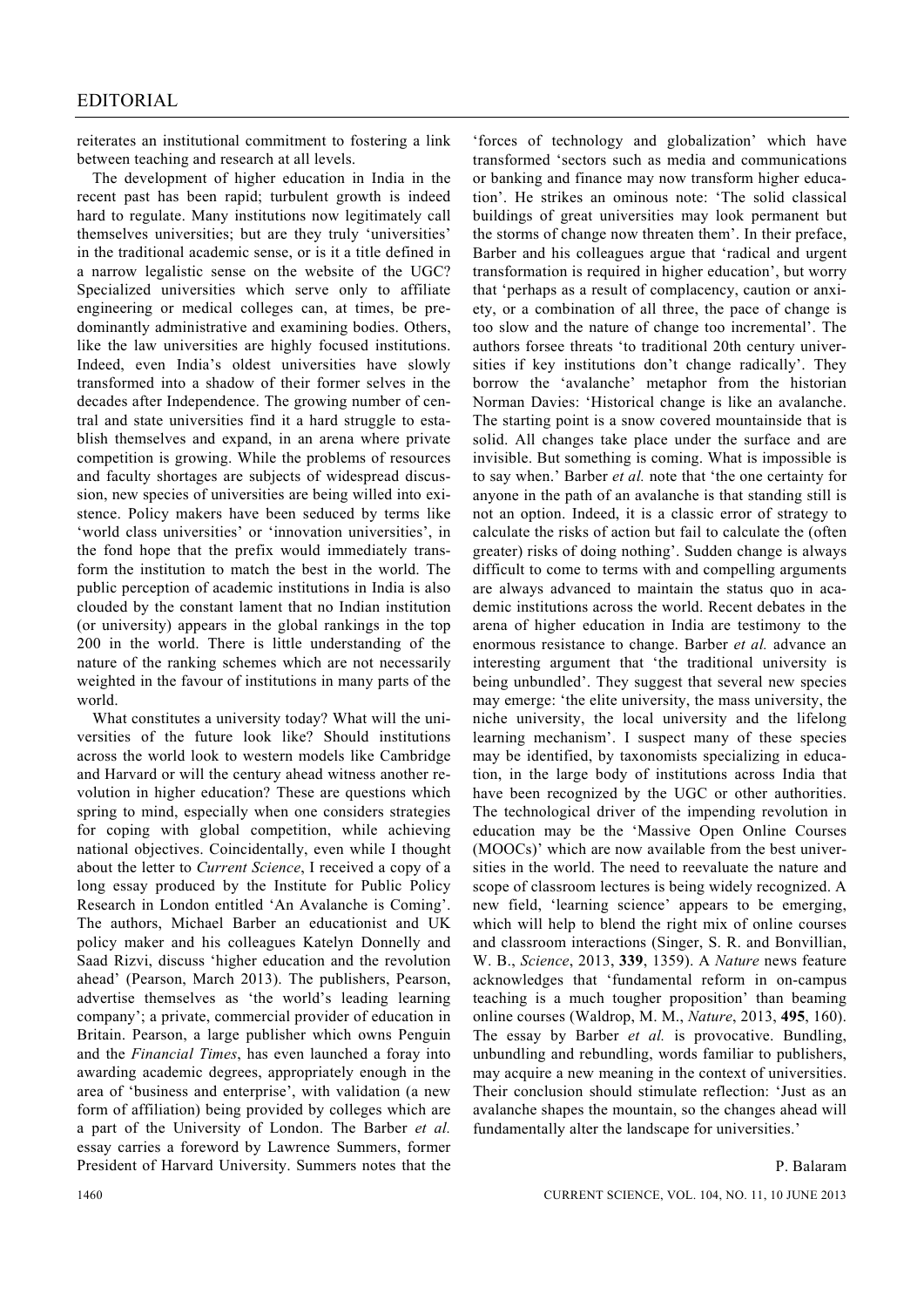reiterates an institutional commitment to fostering a link between teaching and research at all levels.

The development of higher education in India in the recent past has been rapid; turbulent growth is indeed hard to regulate. Many institutions now legitimately call themselves universities; but are they truly 'universities' in the traditional academic sense, or is it a title defined in a narrow legalistic sense on the website of the UGC? Specialized universities which serve only to affiliate engineering or medical colleges can, at times, be predominantly administrative and examining bodies. Others, like the law universities are highly focused institutions. Indeed, even India's oldest universities have slowly transformed into a shadow of their former selves in the decades after Independence. The growing number of central and state universities find it a hard struggle to establish themselves and expand, in an arena where private competition is growing. While the problems of resources and faculty shortages are subjects of widespread discussion, new species of universities are being willed into existence. Policy makers have been seduced by terms like 'world class universities' or 'innovation universities', in the fond hope that the prefix would immediately transform the institution to match the best in the world. The public perception of academic institutions in India is also clouded by the constant lament that no Indian institution (or university) appears in the global rankings in the top 200 in the world. There is little understanding of the nature of the ranking schemes which are not necessarily weighted in the favour of institutions in many parts of the world.

What constitutes a university today? What will the universities of the future look like? Should institutions across the world look to western models like Cambridge and Harvard or will the century ahead witness another revolution in higher education? These are questions which spring to mind, especially when one considers strategies for coping with global competition, while achieving national objectives. Coincidentally, even while I thought about the letter to *Current Science*, I received a copy of a long essay produced by the Institute for Public Policy Research in London entitled 'An Avalanche is Coming'. The authors, Michael Barber an educationist and UK policy maker and his colleagues Katelyn Donnelly and Saad Rizvi, discuss 'higher education and the revolution ahead' (Pearson, March 2013). The publishers, Pearson, advertise themselves as 'the world's leading learning company'; a private, commercial provider of education in Britain. Pearson, a large publisher which owns Penguin and the *Financial Times*, has even launched a foray into awarding academic degrees, appropriately enough in the area of 'business and enterprise', with validation (a new form of affiliation) being provided by colleges which are a part of the University of London. The Barber *et al.* essay carries a foreword by Lawrence Summers, former President of Harvard University. Summers notes that the 'forces of technology and globalization' which have transformed 'sectors such as media and communications or banking and finance may now transform higher education'. He strikes an ominous note: 'The solid classical buildings of great universities may look permanent but the storms of change now threaten them'. In their preface, Barber and his colleagues argue that 'radical and urgent transformation is required in higher education', but worry that 'perhaps as a result of complacency, caution or anxiety, or a combination of all three, the pace of change is too slow and the nature of change too incremental'. The authors forsee threats 'to traditional 20th century universities if key institutions don't change radically'. They borrow the 'avalanche' metaphor from the historian Norman Davies: 'Historical change is like an avalanche. The starting point is a snow covered mountainside that is solid. All changes take place under the surface and are invisible. But something is coming. What is impossible is to say when.' Barber *et al.* note that 'the one certainty for anyone in the path of an avalanche is that standing still is not an option. Indeed, it is a classic error of strategy to calculate the risks of action but fail to calculate the (often greater) risks of doing nothing'. Sudden change is always difficult to come to terms with and compelling arguments are always advanced to maintain the status quo in academic institutions across the world. Recent debates in the arena of higher education in India are testimony to the enormous resistance to change. Barber *et al.* advance an interesting argument that 'the traditional university is being unbundled'. They suggest that several new species may emerge: 'the elite university, the mass university, the niche university, the local university and the lifelong learning mechanism'. I suspect many of these species may be identified, by taxonomists specializing in education, in the large body of institutions across India that have been recognized by the UGC or other authorities. The technological driver of the impending revolution in education may be the 'Massive Open Online Courses (MOOCs)' which are now available from the best universities in the world. The need to reevaluate the nature and scope of classroom lectures is being widely recognized. A new field, 'learning science' appears to be emerging, which will help to blend the right mix of online courses and classroom interactions (Singer, S. R. and Bonvillian, W. B., *Science*, 2013, **339**, 1359). A *Nature* news feature acknowledges that 'fundamental reform in on-campus teaching is a much tougher proposition' than beaming online courses (Waldrop, M. M., *Nature*, 2013, **495**, 160). The essay by Barber *et al.* is provocative. Bundling, unbundling and rebundling, words familiar to publishers, may acquire a new meaning in the context of universities. Their conclusion should stimulate reflection: 'Just as an avalanche shapes the mountain, so the changes ahead will fundamentally alter the landscape for universities.'

P. Balaram